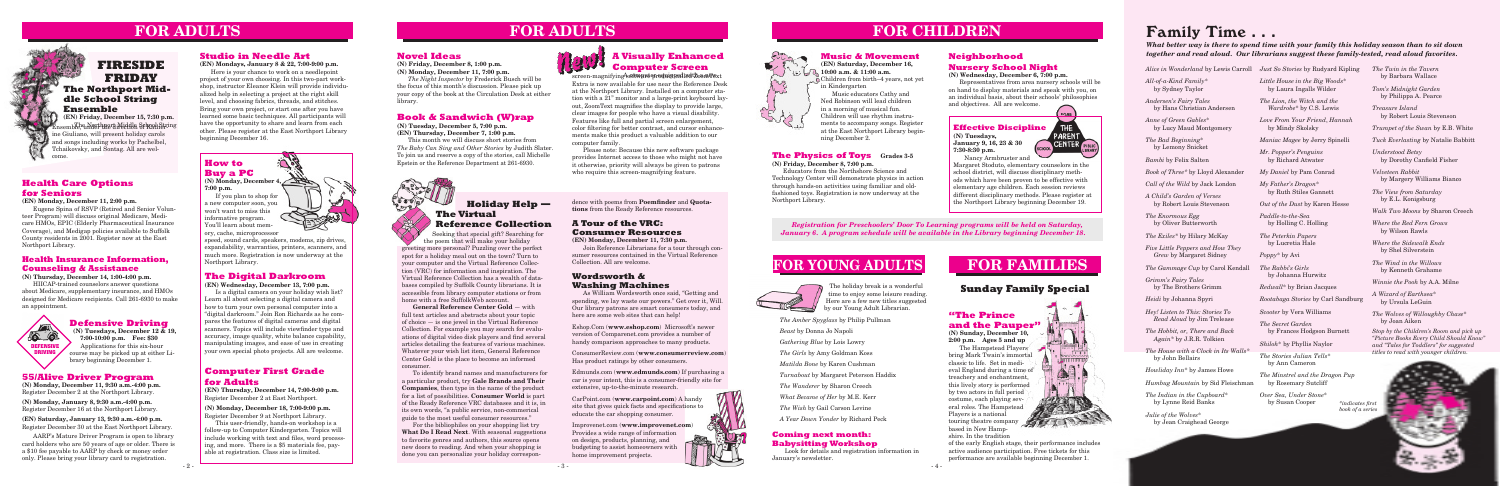# FOR ADULTS

## FIRESIDE FRIDAY

### The Northport Middle School String Ensemble

**(EN) Friday, December 15, 7:30 p.m.**

The Northport Middle School String Ensemble, under the direction of Renée Giuliano, will present holiday carols and songs including works by Pachelbel, Tchaikovsky, and Sontag. All are welcome.

## Health Care Options for Seniors

**(EN) Monday, December 11, 2:00 p.m.**

Eugene Spina of RSVP (Retired and Senior Volunteer Program) will discuss original Medicare, Medicare HMOs, EPIC (Elderly Pharmaceutical Insurance Coverage), and Medigap policies available to Suffolk County residents in 2001. Register now at the East Northport Library.

## Health Insurance Information, Counseling & Assistance

**(N) Thursday, December 14, 1:00-4:00 p.m.**

HIICAP-trained counselors answer questions about Medicare, supplementary insurance, and HMOs designed for Medicare recipients. Call 261-6930 to make an appointment.

## Defensive Driving

**(N) Tuesdays, December 12 & 19, 7:00-10:00 p.m. Fee: $30**

Applications for this six-hour course may be picked up at either Library beginning December 1.

## 55/Alive Driver Program

**(N) Monday, December 11, 9:30 a.m.-4:00 p.m.**
Register December 2 at the Northport Library.

**(N) Monday, January 8, 9:30 a.m.-4:00 p.m.**
Register December 16 at the Northport Library.

**(EN) Saturday, January 13, 9:30 a.m.-4:00 p.m.**
Register December 30 at the East Northport Library.

AARP's Mature Driver Program is open to library card holders who are 50 years of age or older. There is a $10 fee payable to AARP by check or money order only. Please bring your library card to registration.

## Studio in Needle Art

**(EN) Mondays, January 8 & 22, 7:00-9:00 p.m.**

Here is your chance to work on a needlepoint project of your own choosing. In this two-part workshop, instructor Eleanor Klein will provide individualized help in selecting a project at the right skill level, and choosing fabrics, threads, and stitches. Bring your own project, or start one after you have learned some basic techniques. All participants will have the opportunity to share and learn from each other. Please register at the East Northport Library beginning December 16.

## How to Buy a PC

**(N) Monday, December 4, 7:00 p.m.**

If you plan to shop for a new computer soon, you won't want to miss this informative program. You'll learn about memory, cache, microprocessor speed, sound cards, speakers, modems, zip drives, expandability, warranties, printers, scanners, and much more. Registration is now underway at the Northport Library.

## The Digital Darkroom

**(EN) Wednesday, December 13, 7:00 p.m.**

Is a digital camera on your holiday wish list? Learn all about selecting a digital camera and how to turn your own personal computer into a "digital darkroom." Join Ron Richards as he compares the features of digital cameras and digital scanners. Topics will include viewfinder type and accuracy, image quality, white balance capability, manipulating images, and ease of use in creating your own special photo projects. All are welcome.

## Computer First Grade for Adults

**(EN) Thursday, December 14, 7:00-9:00 p.m.**
Register December 2 at East Northport.

**(N) Monday, December 18, 7:00-9:00 p.m.**
Register December 9 at Northport Library.

This user-friendly, hands-on workshop is a follow-up to Computer Kindergarten. Topics will include working with text and files, word processing, and more. There is a $5 materials fee, payable at registration. Class size is limited.

## Novel Ideas

**(N) Friday, December 8, 1:00 p.m.**
**(N) Monday, December 11, 7:00 p.m.**

*The Night Inspector* by Frederick Busch will be the focus of this month's discussion. Please pick up your copy of the book at the Circulation Desk at either library.

## Book & Sandwich (W)rap

**(N) Tuesday, December 5, 7:00 p.m.**
**(EN) Thursday, December 7, 1:00 p.m.**

This month we will discuss short stories from *The Baby Can Sing and Other Stories* by Judith Slater. To join us and reserve a copy of the stories, call Michelle Epstein or the Reference Department at 261-6930.

## Holiday Help — The Virtual Reference Collection

Seeking that special gift? Searching for the poem that will make your holiday greeting more personal? Puzzling over the perfect spot for a holiday meal out on the town? Turn to your computer and the Virtual Reference Collection (VRC) for information and inspiration. The Virtual Reference Collection has a wealth of databases compiled by Suffolk County librarians. It is accessible from library computer stations or from home with a free SuffolkWeb account.

**General Reference Center Gold** — with full text articles and abstracts about your topic of choice — is one jewel in the Virtual Reference Collection. For example you may search for evaluations of digital video disk players and find several articles detailing the features of various machines. Whatever your wish list item, General Reference Center Gold is the place to become an informed consumer.

To identify brand names and manufacturers for a particular product, try **Gale Brands and Their Companies**, then type in the name of the product for a list of possibilities. **Consumer World** is part of the Ready Reference VRC databases and it is, in its own words, "a public service, non-commercial guide to the most useful consumer resources."

For the bibliophiles on your shopping list try **What Do I Read Next**. With seasonal suggestions to favorite genres and authors, this source opens new doors to reading. And when your shopping is done you can personalize your holiday correspondence with poems from **Poemfinder** and **Quotations** from the Ready Reference resources.

## New! A Visually Enhanced Computer Screen

Large print screen-magnifying software programs called ZoomText Extra is now available for use near the Reference Desk at the Northport Library. Installed on a computer station with a 21" monitor and a large-print keyboard layout, ZoomText magnifies the display to provide large, clear images for people who have a visual disability. Features like full and partial screen enlargement, color filtering for better contrast, and cursor enhancements make this product a valuable addition to our computer family.

Please note: Because this new software package provides Internet access to those who might not have it otherwise, priority will always be given to patrons who require this screen-magnifying feature.

## A Tour of the VRC: Consumer Resources

**(EN) Monday, December 11, 7:30 p.m.**

Join Reference Librarians for a tour through consumer resources contained in the Virtual Reference Collection. All are welcome.

## Wordsworth & Washing Machines

As William Wordsworth once said, "Getting and spending, we lay waste our powers." Get over it, Will. Our library patrons are smart consumers today, and here are some web sites that can help!

Eshop.Com (**www.eshop.com**) Microsoft's newer version of Compareeet.com provides a number of handy comparison approaches to many products.

ConsumerReview.Com (**www.consumerreview.com**) Has product ratings by other consumers.

Edmunds.com (**www.edmunds.com**) If purchasing a car is your intent, this is a consumer-friendly site for extensive, up-to-the-minute research.

CarPoint.com (**www.carpoint.com**) A handy site that gives quick facts and specifications to educate the car shopping consumer.

Improvenet.com (**www.improvenet.com**) Provides a wide range of information on design, products, planning, and budgeting to assist homeowners with home improvement projects.

# FOR CHILDREN

## Music & Movement

**(EN) Saturday, December 16, 10:00 a.m. & 11:00 a.m.**

Children from birth–4 years, not yet in Kindergarten

Music educators Cathy and Ned Robinson will lead children in a morning of musical fun. Children will use rhythm instruments to accompany songs. Register at the East Northport Library beginning December 2.

## The Physics of Toys Grades 3-5

**(N) Friday, December 8, 7:00 p.m.**

Educators from the Northshore Science and Technology Center will demonstrate physics in action through hands-on activities using familiar and old-fashioned toys. Registration is now underway at the Northport Library.

## Neighborhood Nursery School Night

**(N) Wednesday, December 6, 7:00 p.m.**

Representatives from area nursery schools will be on hand to display materials and speak with you, on an individual basis, about their schools' philosophies and objectives. All are welcome.

## Effective Discipline

**(N) Tuesdays, January 9, 16, 23 & 30 7:30-8:30 p.m.**

Nancy Armbruster and Margaret Stroh, elementary counselors in the school district, will discuss disciplinary methods which have been proven to be effective with elementary age children. Each session reviews different disciplinary methods. Please register at the Northport Library beginning December 19.

*Registration for Preschoolers' Door To Learning programs will be held on Saturday, January 6. A program schedule will be available in the Library beginning December 18.*

# FOR YOUNG ADULTS

The holiday break is a wonderful time to enjoy some leisure reading. Here are a few new titles suggested by your Young Adult Librarian.

*The Amber Spyglass* by Philip Pullman
*Beast* by Donna Jo Napoli
*Gathering Blue* by Lois Lowry
*The Girls* by Amy Goldman Koss
*Matilda Bone* by Karen Cushman
*Turnabout* by Margaret Peterson Haddix
*The Wanderer* by Sharon Creech
*What Became of Her* by M.E. Kerr
*The Wish* by Gail Carson Levine
*A Year Down Yonder* by Richard Peck

## Coming next month: Babysitting Workshop

Look for details and registration information in January's newsletter.

# FOR FAMILIES

## Sunday Family Special

### "The Prince and the Pauper"

**(N) Sunday, December 10, 2:00 p.m. Ages 5 and up**

The Hampstead Players bring Mark Twain's immortal classic to life. Set in medieval England during a time of treachery and enchantment, this lively story is performed by two actors in full period costume, each playing several roles. The Hampstead Players is a national touring theatre company based in New Hampshire. In the tradition of the early English stage, their performance includes active audience participation. Free tickets for this performance are available beginning December 1.

# Family Time . . .

*What better way is there to spend time with your family this holiday season than to sit down together and read aloud. Our librarians suggest these family-tested, read aloud favorites.*

*Alice in Wonderland* by Lewis Carroll
*All-of-a-Kind Family** by Sydney Taylor
*Andersen's Fairy Tales* by Hans Christian Andersen
*Anne of Green Gables** by Lucy Maud Montgomery
*The Bad Beginning** by Lemony Snicket
*Bambi* by Felix Salten
*Book of Three** by Lloyd Alexander
*Call of the Wild* by Jack London
*A Child's Garden of Verses* by Robert Louis Stevenson
*The Enormous Egg* by Oliver Butterworth
*The Exiles** by Hilary McKay
*Five Little Peppers and How They Grew* by Margaret Sidney
*The Gammage Cup* by Carol Kendall
*Grimm's Fairy Tales* by The Brothers Grimm
*Heidi* by Johanna Spyri
*Hey! Listen to This: Stories To Read Aloud* by Jim Trelease
*The Hobbit, or, There and Back Again** by J.R.R. Tolkien
*The House with a Clock in Its Walls** by John Bellairs
*Howliday Inn** by James Howe
*Humbug Mountain* by Sid Fleischman
*The Indian in the Cupboard** by Lynne Reid Banks
*Julie of the Wolves** by Jean Craighead George
*Just So Stories* by Rudyard Kipling
*Little House in the Big Woods** by Laura Ingalls Wilder
*The Lion, the Witch and the Wardrobe** by C.S. Lewis
*Love From Your Friend, Hannah* by Mindy Skolsky
*Maniac Magee* by Jerry Spinelli
*Mr. Popper's Penguins* by Richard Atwater
*My Daniel* by Pam Conrad
*My Father's Dragon** by Ruth Stiles Gannett
*Out of the Dust* by Karen Hesse
*Paddle-to-the-Sea* by Holling C. Holling
*The Peterkin Papers* by Lucretia Hale
*Poppy** by Avi
*The Rabbi's Girls* by Johanna Hurwitz
*Redwall** by Brian Jacques
*Rootabaga Stories* by Carl Sandburg
*Scooter* by Vera Williams
*The Secret Garden* by Frances Hodgson Burnett
*Shiloh** by Phyllis Naylor
*The Stories Julian Tells** by Ann Cameron
*The Minstrel and the Dragon Pup* by Rosemary Sutcliff
*Over Sea, Under Stone** by Susan Cooper
*The Twits in the Tavern* by Barbara Wallace
*Tom's Midnight Garden* by Philippa A. Pearce
*Treasure Island* by Robert Louis Stevenson
*Trumpet of the Swan* by E.B. White
*Tuck Everlasting* by Natalie Babbitt
*Understood Betsy* by Dorothy Canfield Fisher
*Velveteen Rabbit* by Margery Williams Bianco
*The View from Saturday* by E.L. Konigsburg
*Walk Two Moons* by Sharon Creech
*Where the Red Fern Grows* by Wilson Rawls
*Where the Sidewalk Ends* by Shel Silverstein
*The Wind in the Willows* by Kenneth Grahame
*Winnie the Pooh* by A.A. Milne
*A Wizard of Earthsea** by Ursula LeGuin
*The Wolves of Willoughby Chase** by Joan Aiken

*Stop by the Children's Room and pick up "Picture Books Every Child Should Know" and "Tales for Toddlers" for suggested titles to read with younger children.*

*\*indicates first book of a series*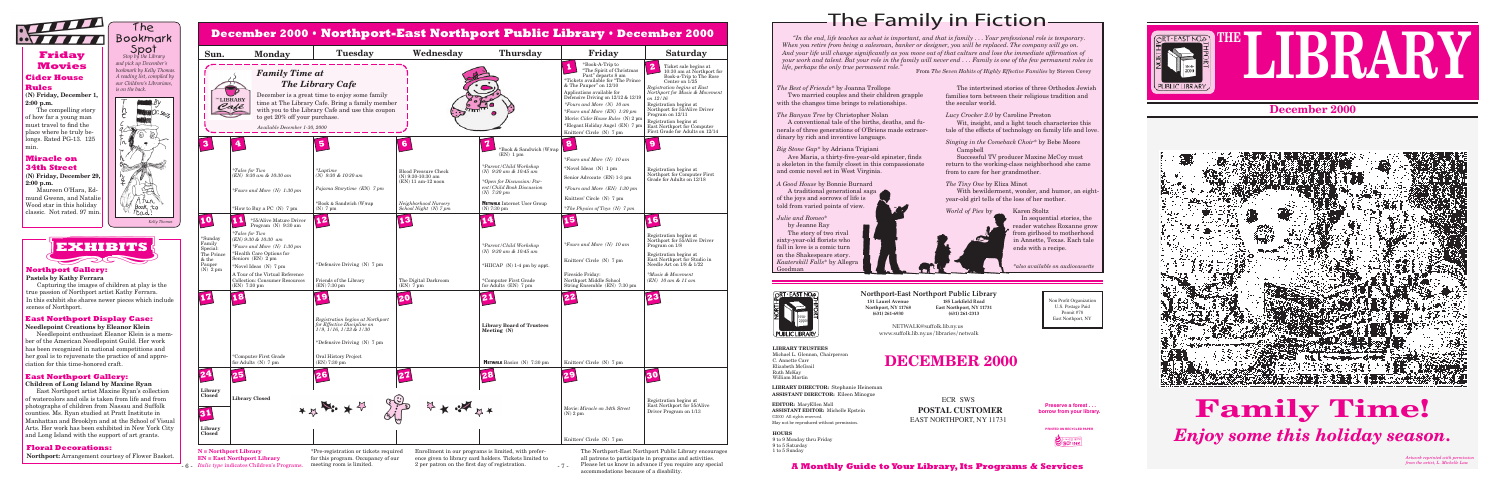# Friday Movies

## Cider House Rules

**(N) Friday, December 1, 2:00 p.m.**

The compelling story of how far a young man must travel to find the place where he truly belongs. Rated PG-13. 125 min.

## Miracle on 34th Street

**(N) Friday, December 29, 2:00 p.m.**

Maureen O'Hara, Edmund Gwenn, and Natalie Wood star in this holiday classic. Not rated. 97 min.

**The Bookmark Spot**

*Stop by the Library and pick up December's bookmark by Kelly Thomas. A reading list, compiled by our Children's Librarians, is on the back.*

# EXHIBITS

## Northport Gallery:

**Pastels by Kathy Ferrara**

Capturing the images of children at play is the true passion of Northport artist Kathy Ferrara. In this exhibit she shares newer pieces which include scenes of Northport.

## East Northport Display Case:

**Needlepoint Creations by Eleanor Klein**

Needlepoint enthusiast Eleanor Klein is a member of the American Needlepoint Guild. Her work has been recognized in national competitions and her goal is to rejuvenate the practice of and appreciation for this time-honored craft.

## East Northport Gallery:

**Children of Long Island by Maxine Ryan**

East Northport artist Maxine Ryan's collection of watercolors and oils is taken from life and from photographs of children from Nassau and Suffolk counties. Ms. Ryan studied at Pratt Institute in Manhattan and Brooklyn and at the School of Visual Arts. Her work has been exhibited in New York City and Long Island with the support of art grants.

## Floral Decorations:

**Northport:** Arrangement courtesy of Flower Basket.

# December 2000 • Northport-East Northport Public Library • December 2000

**Family Time at The Library Cafe**

December is a great time to enjoy some family time at The Library Cafe. Bring a family member with you to the Library Cafe and use this coupon to get 20% off your purchase.

*Available December 1-30, 2000*

| Sun. | Monday | Tuesday | Wednesday | Thursday | Friday | Saturday |
|---|---|---|---|---|---|---|
| | | | | | **1** *Book-A-Trip to "The Spirit of Christmas Past" departs 8 am. *Tickets available for "The Prince & the Pauper" on 12/10. Applications available for Defensive Driving on 12/12 & 12/19. *Fours and More (N) 10 am. *Fours and More (EN) 1:30 pm. Movie: Cider House Rules (N) 2 pm. *Elegant Holiday Angel (EN) 7 pm. Knitters' Circle (N) 7 pm | **2** Ticket sale begins at 10:30 am at Northport for Book-a-Trip to The Ram Center on 1/25. *Registration begins at East Northport for Music & Movement on 12/16.* Registration begins at Northport for 55/Alive Driver Program on 12/11. Registration begins at East Northport for Computer First Grade for Adults on 12/14 |
| **3** | **4** *Tales for Two (EN) 9:30 am & 10:30 am. *Fours and More (N) 1:30 pm. *How to Buy a PC (N) 7 pm | **5** *Laptime (N) 9:30 & 10:30 am. Pajama Storytime (EN) 7 pm. *Book & Sandwich Wrap (N) 7 pm | **6** Blood Pressure Check (N) 9:30-10:30 am (EN) 11 am-12 noon. Neighborhood Nursery School Night (N) 7 pm | **7** *Book & Sandwich Wrap (EN) 1 pm. *Parent/Child Workshop (N) 9:30 am & 10:45 am. *Open for Discussion: Parent/Child Book Discussion (N) 7:30 pm. **NETWALK** Internet User Group (N) 7:30 pm | **8** *Fours and More (N) 10 am. *Novel Ideas (N) 1 pm. Senior Advocate (EN) 1-3 pm. *Fours and More (EN) 1:30 pm. Knitters' Circle (N) 7 pm. *The Physics of Toys (N) 7 pm | **9** Registration begins at Northport for Computer First Grade for Adults on 12/18 |
| **10** *Sunday Family Special: The Prince & the Pauper (N) 2 pm | **11** *55/Alive Mature Driver Program (N) 9:30 am. *Tales for Two (EN) 9:30 & 10:30 am. *Fours and More (N) 1:30 pm. *Health Care Options for Seniors (EN) 2 pm. *Novel Ideas (N) 7 pm. A Tour of the Virtual Reference Collection: Consumer Resources (EN) 7:30 pm | **12** *Defensive Driving (N) 7 pm | **13** The Digital Darkroom (EN) 7 pm | **14** *Parent/Child Workshop (N) 9:30 am & 10:45 am. *HIICAP (N) 1-4 pm by appt. *Computer First Grade for Adults (EN) 7 pm | **15** *Fours and More (N) 10 am. Knitters' Circle (N) 7 pm. Fireside Friday: Northport Middle School String Ensemble (EN) 7:30 pm | **16** Registration begins at Northport for 55/Alive Driver Program on 1/8. Registration begins at East Northport for Studio in Needle Art on 1/8 & 1/22. *Music & Movement (EN) 10 am & 11 am |
| **17** | **18** *Computer First Grade for Adults (N) 7 pm | **19** *Registration begins at Northport for Effective Discipline on 1/9, 1/16, 1/23 & 1/30.* *Defensive Driving (N) 7 pm. Oral History Project (EN) 7:30 pm | **20** | **21** **Library Board of Trustees Meeting (N)**. **NETWALK** Basics (N) 7:30 pm | **22** Knitters' Circle (N) 7 pm | **23** |
| **24** Library Closed | **25** Library Closed | **26** | **27** | **28** | **29** *Movie: Miracle on 34th Street* (N) 2 pm. Knitters' Circle (N) 7 pm | **30** Registration begins at East Northport for 55/Alive Driver Program on 1/13 |
| **31** Library Closed | | | | | | |

**N** = Northport Library
**EN** = East Northport Library
*Italic type indicates Children's Programs.*

*Pre-registration or tickets required for this program. Occupancy of our meeting room is limited.

Enrollment in our programs is limited, with preference given to library card holders. Tickets limited to 2 per patron on the first day of registration.

The Northport-East Northport Public Library encourages all persons to participate in programs and activities. Please let us know in advance if you require any special accommodations because of a disability.

# The Family in Fiction

*"In the end, life teaches us what is important, and that is family . . . Your professional role is temporary. When you retire from being a salesman, banker or designer, you will be replaced. The company will go on. And your life will change significantly as you move out of that culture and lose the immediate affirmation of your work and talent. But your role in the family will never end . . . Family is one of the few permanent roles in life, perhaps the only true permanent role."*

From *The Seven Habits of Highly Effective Families* by Steven Covey

*The Best of Friends** by Joanna Trollope
Two married couples and their children grapple with the changes time brings to relationships.

*The Banyan Tree* by Christopher Nolan
A conventional tale of the births, deaths, and funerals of three generations of O'Briens made extraordinary by rich and inventive language.

*Big Stone Gap** by Adriana Trigiani
Ave Maria, a thirty-five-year-old spinster, finds a skeleton in the family closet in this compassionate and comic novel set in West Virginia.

*A Good House* by Bonnie Burnard
A traditional generational saga of the joys and sorrows of life is told from varied points of view.

*Julie and Romeo** by Jeanne Ray
The story of two rival sixty-year-old florists who fall in love is a comic turn on the Shakespeare story.

*Kaaterskill Falls** by Allegra Goodman
The intertwined stories of three Orthodox Jewish families torn between their religious tradition and the secular world.

*Lucy Crocker 2.0* by Caroline Preston
Wit, insight, and a light touch characterize this tale of the effects of technology on family life and love.

*Singing in the Comeback Choir** by Bebe Moore Campbell
Successful TV producer Maxine McCoy must return to the working-class neighborhood she came from to care for her grandmother.

*The Tiny One* by Eliza Minot
With bewilderment, wonder, and humor, an eight-year-old girl tells of the loss of her mother.

*World of Pies* by Karen Stoltz
In sequential stories, the reader watches Roxanne grow from girlhood to motherhood in Annette, Texas. Each tale ends with a recipe.

**also available on audiocassette*

**Northport-East Northport Public Library**

151 Laurel Avenue, Northport, NY 11768, (631) 261-6930
185 Larkfield Road, East Northport, NY 11731, (631) 261-2313

NETWALK@suffolk.lib.ny.us
www.suffolk.lib.ny.us/libraries/netwalk

Non-Profit Organization
U.S. Postage Paid
Permit #73
East Northport, NY

**LIBRARY TRUSTEES**
Michael L. Glennon, Chairperson
C. Annette Carr
Elizabeth McDevitt
Ruth Midler
William Martin

**LIBRARY DIRECTOR:** Stephanie Heineman
**ASSISTANT DIRECTOR:** Eileen Minogue

**EDITOR:** MaryEllen Mali
**ASSISTANT EDITOR:** Michelle Epstein
©2000. All rights reserved. May not be reproduced without permission.

**HOURS**
9 to 9 Monday thru Friday
9 to 5 Saturday
1 to 5 Sunday

# DECEMBER 2000

ECR SWS
**POSTAL CUSTOMER**
EAST NORTHPORT, NY 11731

Preserve a forest . . . borrow from your library.

PRINTED ON RECYCLED PAPER

**A Monthly Guide to Your Library, Its Programs & Services**

# THE LIBRARY

**December 2000**

# Family Time!

*Enjoy some this holiday season.*

Artwork reprinted with permission from the artist, L. Michelle Low